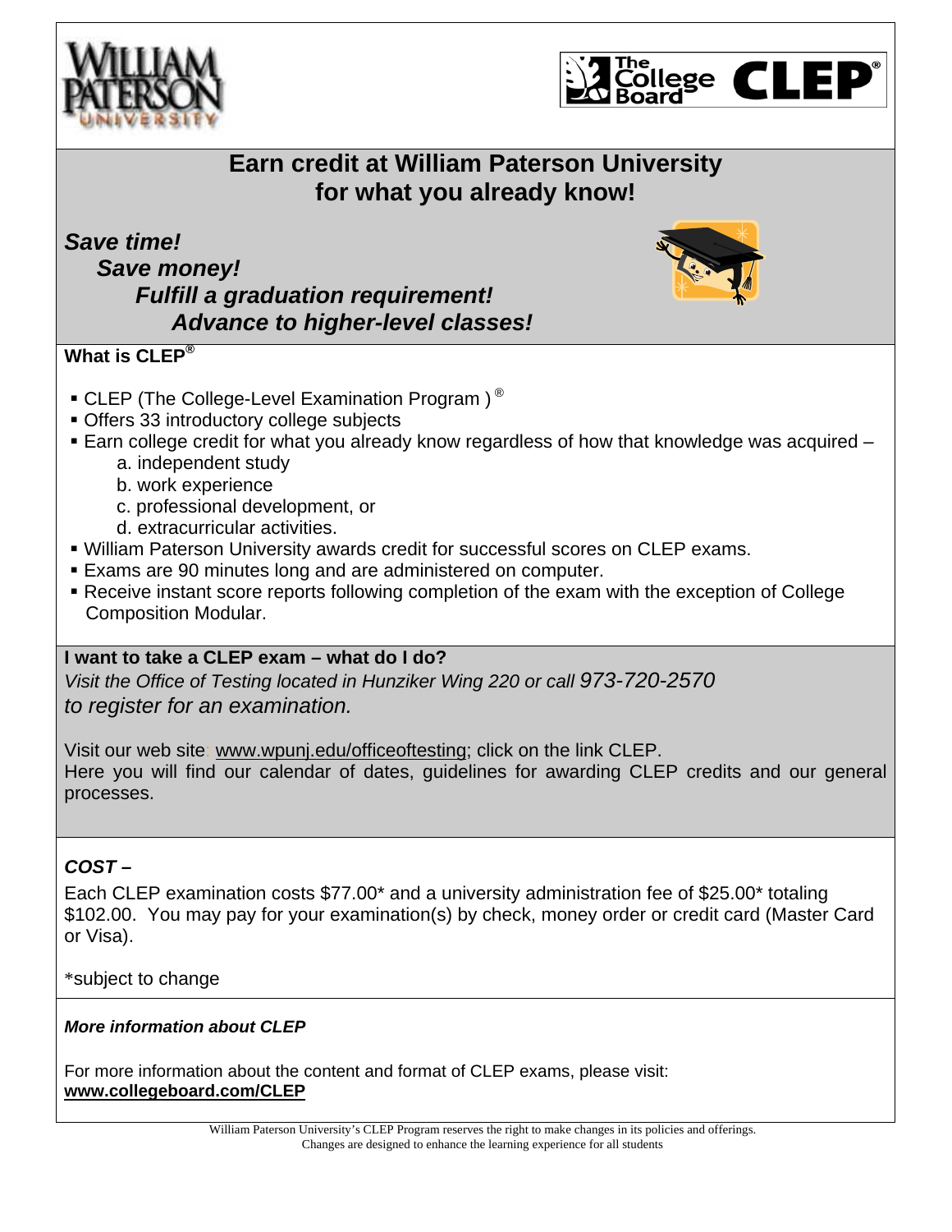# Earn credit at William Paterson University for what you already know!

***Save time!***

***Save money!***

***Fulfill a graduation requirement!***

***Advance to higher-level classes!***

## What is CLEP®

- CLEP (The College-Level Examination Program ) ®
- Offers 33 introductory college subjects
- Earn college credit for what you already know regardless of how that knowledge was acquired –
  - a. independent study
  - b. work experience
  - c. professional development, or
  - d. extracurricular activities.
- William Paterson University awards credit for successful scores on CLEP exams.
- Exams are 90 minutes long and are administered on computer.
- Receive instant score reports following completion of the exam with the exception of College Composition Modular.

## I want to take a CLEP exam – what do I do?

*Visit the Office of Testing located in Hunziker Wing 220 or call 973-720-2570 to register for an examination.*

Visit our web site: www.wpunj.edu/officeoftesting; click on the link CLEP.
Here you will find our calendar of dates, guidelines for awarding CLEP credits and our general processes.

## *COST –*

Each CLEP examination costs $77.00* and a university administration fee of $25.00* totaling $102.00. You may pay for your examination(s) by check, money order or credit card (Master Card or Visa).

*subject to change

### *More information about CLEP*

For more information about the content and format of CLEP exams, please visit:
**www.collegeboard.com/CLEP**

William Paterson University's CLEP Program reserves the right to make changes in its policies and offerings.
Changes are designed to enhance the learning experience for all students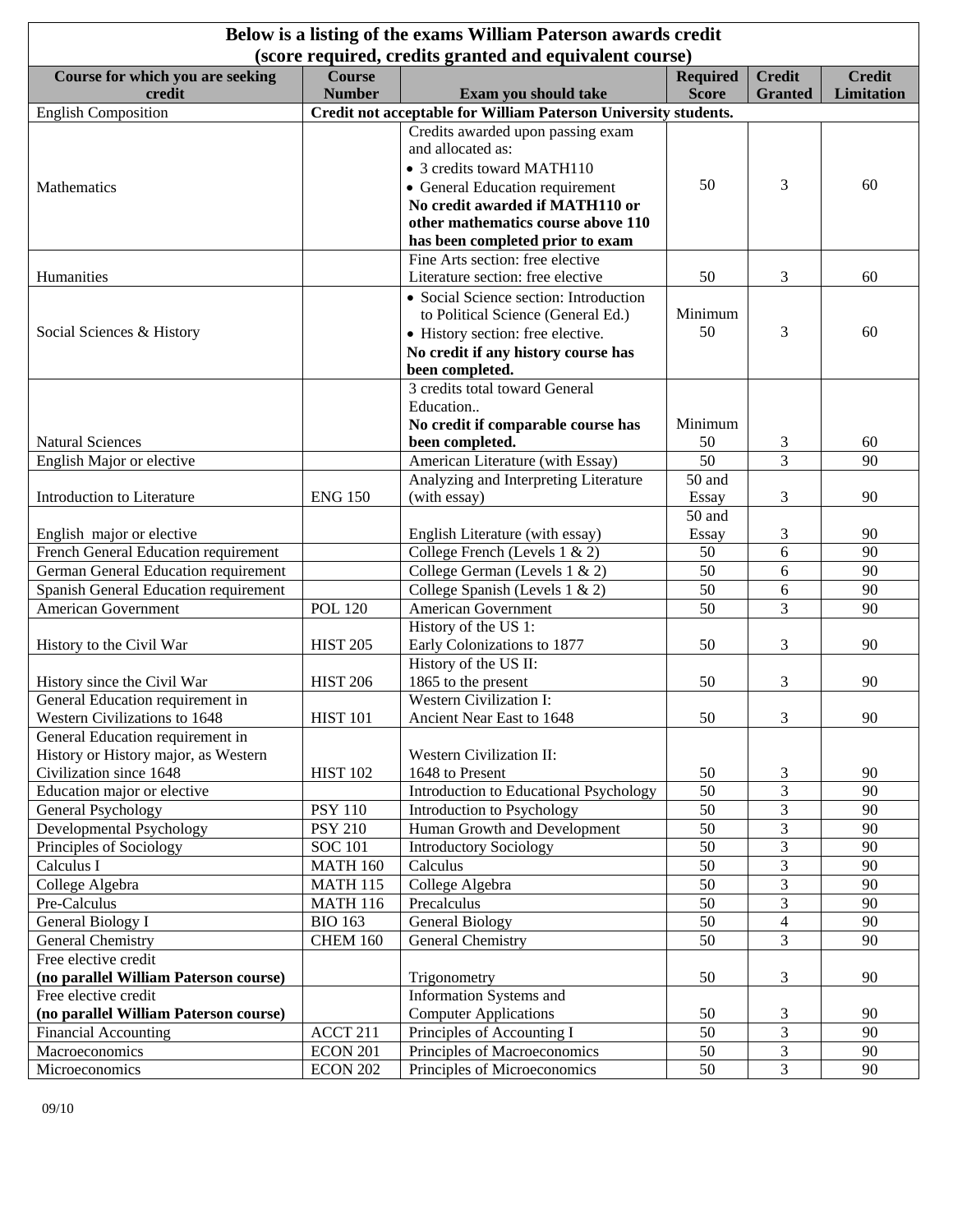| Below is a listing of the exams William Paterson awards credit (score required, credits granted and equivalent course) | | | | | |
|---|---|---|---|---|---|
| **Course for which you are seeking credit** | **Course Number** | **Exam you should take** | **Required Score** | **Credit Granted** | **Credit Limitation** |
| English Composition | **Credit not acceptable for William Paterson University students.** | | | | |
| Mathematics | | Credits awarded upon passing exam and allocated as: • 3 credits toward MATH110 • General Education requirement **No credit awarded if MATH110 or other mathematics course above 110 has been completed prior to exam** | 50 | 3 | 60 |
| Humanities | | Fine Arts section: free elective Literature section: free elective | 50 | 3 | 60 |
| Social Sciences & History | | • Social Science section: Introduction to Political Science (General Ed.) • History section: free elective. **No credit if any history course has been completed.** | Minimum 50 | 3 | 60 |
| Natural Sciences | | 3 credits total toward General Education.. **No credit if comparable course has been completed.** | Minimum 50 | 3 | 60 |
| English Major or elective | | American Literature (with Essay) | 50 | 3 | 90 |
| Introduction to Literature | ENG 150 | Analyzing and Interpreting Literature (with essay) | 50 and Essay | 3 | 90 |
| English major or elective | | English Literature (with essay) | 50 and Essay | 3 | 90 |
| French General Education requirement | | College French (Levels 1 & 2) | 50 | 6 | 90 |
| German General Education requirement | | College German (Levels 1 & 2) | 50 | 6 | 90 |
| Spanish General Education requirement | | College Spanish (Levels 1 & 2) | 50 | 6 | 90 |
| American Government | POL 120 | American Government | 50 | 3 | 90 |
| History to the Civil War | HIST 205 | History of the US 1: Early Colonizations to 1877 | 50 | 3 | 90 |
| History since the Civil War | HIST 206 | History of the US II: 1865 to the present | 50 | 3 | 90 |
| General Education requirement in Western Civilizations to 1648 | HIST 101 | Western Civilization I: Ancient Near East to 1648 | 50 | 3 | 90 |
| General Education requirement in History or History major, as Western Civilization since 1648 | HIST 102 | Western Civilization II: 1648 to Present | 50 | 3 | 90 |
| Education major or elective | | Introduction to Educational Psychology | 50 | 3 | 90 |
| General Psychology | PSY 110 | Introduction to Psychology | 50 | 3 | 90 |
| Developmental Psychology | PSY 210 | Human Growth and Development | 50 | 3 | 90 |
| Principles of Sociology | SOC 101 | Introductory Sociology | 50 | 3 | 90 |
| Calculus I | MATH 160 | Calculus | 50 | 3 | 90 |
| College Algebra | MATH 115 | College Algebra | 50 | 3 | 90 |
| Pre-Calculus | MATH 116 | Precalculus | 50 | 3 | 90 |
| General Biology I | BIO 163 | General Biology | 50 | 4 | 90 |
| General Chemistry | CHEM 160 | General Chemistry | 50 | 3 | 90 |
| Free elective credit **(no parallel William Paterson course)** | | Trigonometry | 50 | 3 | 90 |
| Free elective credit **(no parallel William Paterson course)** | | Information Systems and Computer Applications | 50 | 3 | 90 |
| Financial Accounting | ACCT 211 | Principles of Accounting I | 50 | 3 | 90 |
| Macroeconomics | ECON 201 | Principles of Macroeconomics | 50 | 3 | 90 |
| Microeconomics | ECON 202 | Principles of Microeconomics | 50 | 3 | 90 |

09/10